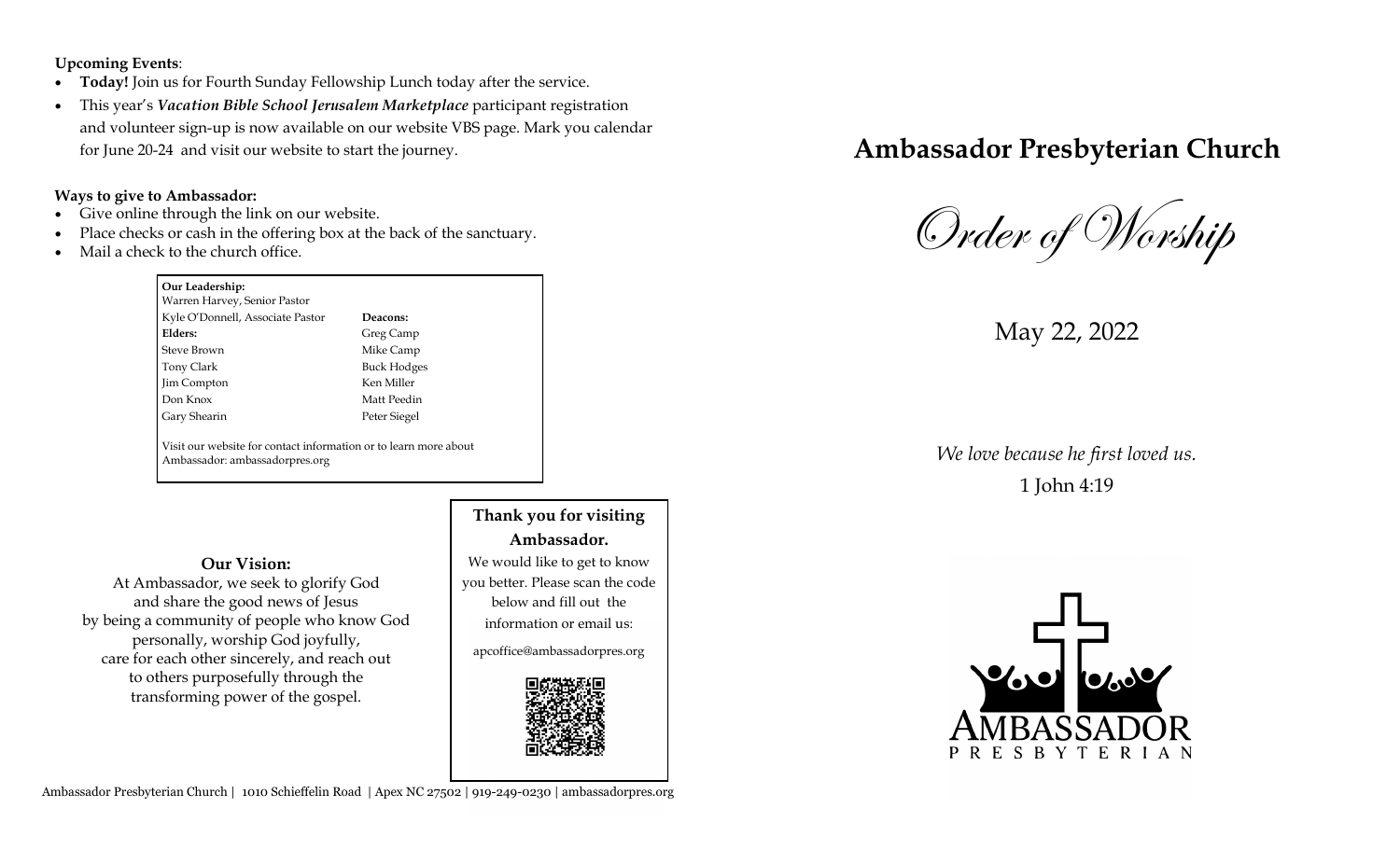**Upcoming Events**:

- **Today!** Join us for Fourth Sunday Fellowship Lunch today after the service.
- This year's ***Vacation Bible School Jerusalem Marketplace*** participant registration and volunteer sign-up is now available on our website VBS page. Mark you calendar for June 20-24 and visit our website to start the journey.

**Ways to give to Ambassador:**

- Give online through the link on our website.
- Place checks or cash in the offering box at the back of the sanctuary.
- Mail a check to the church office.

**Our Leadership:**
Warren Harvey, Senior Pastor
Kyle O'Donnell, Associate Pastor

| **Elders:** | **Deacons:** |
|---|---|
| Steve Brown | Greg Camp |
| Tony Clark | Mike Camp |
| Jim Compton | Buck Hodges |
| Don Knox | Ken Miller |
| Gary Shearin | Matt Peedin |
| | Peter Siegel |

Visit our website for contact information or to learn more about Ambassador: ambassadorpres.org

**Our Vision:**

At Ambassador, we seek to glorify God and share the good news of Jesus by being a community of people who know God personally, worship God joyfully, care for each other sincerely, and reach out to others purposefully through the transforming power of the gospel.

**Thank you for visiting Ambassador.**

We would like to get to know you better. Please scan the code below and fill out the information or email us:

apcoffice@ambassadorpres.org

Ambassador Presbyterian Church | 1010 Schieffelin Road | Apex NC 27502 | 919-249-0230 | ambassadorpres.org

# Ambassador Presbyterian Church

## Order of Worship

May 22, 2022

*We love because he first loved us.*
1 John 4:19

AMBASSADOR PRESBYTERIAN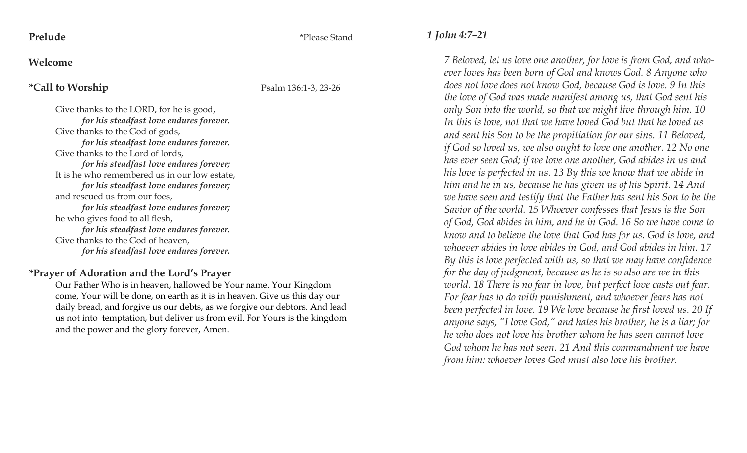**Prelude** *Please Stand

**Welcome**

**\*Call to Worship** Psalm 136:1-3, 23-26

Give thanks to the LORD, for he is good,
  ***for his steadfast love endures forever.***
Give thanks to the God of gods,
  ***for his steadfast love endures forever.***
Give thanks to the Lord of lords,
  ***for his steadfast love endures forever;***
It is he who remembered us in our low estate,
  ***for his steadfast love endures forever;***
and rescued us from our foes,
  ***for his steadfast love endures forever;***
he who gives food to all flesh,
  ***for his steadfast love endures forever.***
Give thanks to the God of heaven,
  ***for his steadfast love endures forever.***

**\*Prayer of Adoration and the Lord's Prayer**

Our Father Who is in heaven, hallowed be Your name. Your Kingdom come, Your will be done, on earth as it is in heaven. Give us this day our daily bread, and forgive us our debts, as we forgive our debtors. And lead us not into temptation, but deliver us from evil. For Yours is the kingdom and the power and the glory forever, Amen.

***1 John 4:7–21***

*7 Beloved, let us love one another, for love is from God, and whoever loves has been born of God and knows God. 8 Anyone who does not love does not know God, because God is love. 9 In this the love of God was made manifest among us, that God sent his only Son into the world, so that we might live through him. 10 In this is love, not that we have loved God but that he loved us and sent his Son to be the propitiation for our sins. 11 Beloved, if God so loved us, we also ought to love one another. 12 No one has ever seen God; if we love one another, God abides in us and his love is perfected in us. 13 By this we know that we abide in him and he in us, because he has given us of his Spirit. 14 And we have seen and testify that the Father has sent his Son to be the Savior of the world. 15 Whoever confesses that Jesus is the Son of God, God abides in him, and he in God. 16 So we have come to know and to believe the love that God has for us. God is love, and whoever abides in love abides in God, and God abides in him. 17 By this is love perfected with us, so that we may have confidence for the day of judgment, because as he is so also are we in this world. 18 There is no fear in love, but perfect love casts out fear. For fear has to do with punishment, and whoever fears has not been perfected in love. 19 We love because he first loved us. 20 If anyone says, "I love God," and hates his brother, he is a liar; for he who does not love his brother whom he has seen cannot love God whom he has not seen. 21 And this commandment we have from him: whoever loves God must also love his brother.*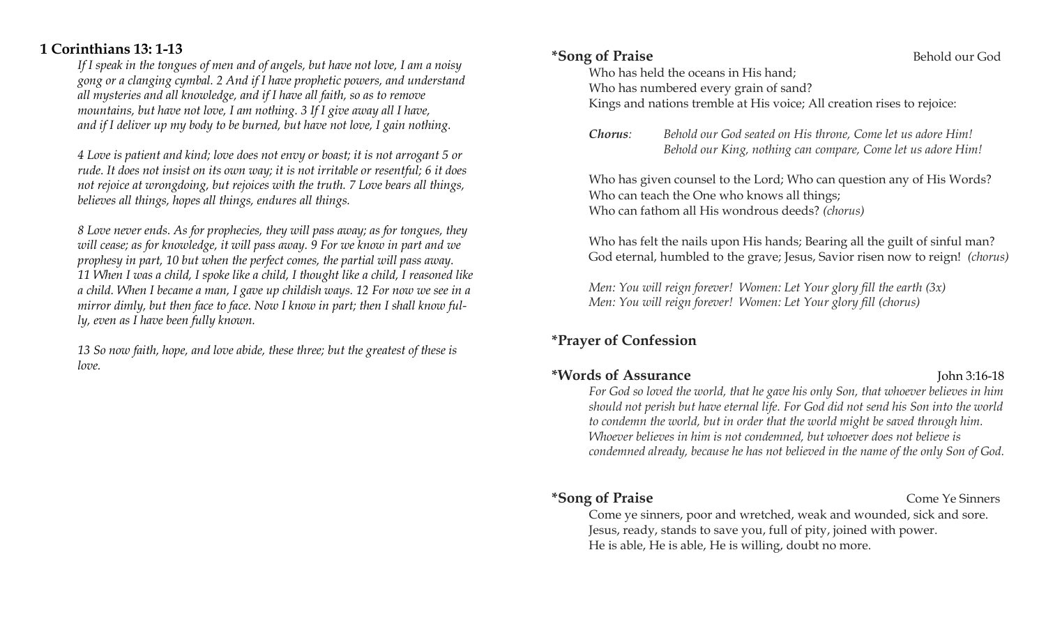## 1 Corinthians 13: 1-13

*If I speak in the tongues of men and of angels, but have not love, I am a noisy gong or a clanging cymbal. 2 And if I have prophetic powers, and understand all mysteries and all knowledge, and if I have all faith, so as to remove mountains, but have not love, I am nothing. 3 If I give away all I have, and if I deliver up my body to be burned, but have not love, I gain nothing.*

*4 Love is patient and kind; love does not envy or boast; it is not arrogant 5 or rude. It does not insist on its own way; it is not irritable or resentful; 6 it does not rejoice at wrongdoing, but rejoices with the truth. 7 Love bears all things, believes all things, hopes all things, endures all things.*

*8 Love never ends. As for prophecies, they will pass away; as for tongues, they will cease; as for knowledge, it will pass away. 9 For we know in part and we prophesy in part, 10 but when the perfect comes, the partial will pass away. 11 When I was a child, I spoke like a child, I thought like a child, I reasoned like a child. When I became a man, I gave up childish ways. 12 For now we see in a mirror dimly, but then face to face. Now I know in part; then I shall know fully, even as I have been fully known.*

*13 So now faith, hope, and love abide, these three; but the greatest of these is love.*

## *Song of Praise — Behold our God

Who has held the oceans in His hand;
Who has numbered every grain of sand?
Kings and nations tremble at His voice; All creation rises to rejoice:

***Chorus:*** *Behold our God seated on His throne, Come let us adore Him!*
*Behold our King, nothing can compare, Come let us adore Him!*

Who has given counsel to the Lord; Who can question any of His Words?
Who can teach the One who knows all things;
Who can fathom all His wondrous deeds? *(chorus)*

Who has felt the nails upon His hands; Bearing all the guilt of sinful man?
God eternal, humbled to the grave; Jesus, Savior risen now to reign! *(chorus)*

*Men: You will reign forever! Women: Let Your glory fill the earth (3x)*
*Men: You will reign forever! Women: Let Your glory fill (chorus)*

## *Prayer of Confession

## *Words of Assurance — John 3:16-18

*For God so loved the world, that he gave his only Son, that whoever believes in him should not perish but have eternal life. For God did not send his Son into the world to condemn the world, but in order that the world might be saved through him. Whoever believes in him is not condemned, but whoever does not believe is condemned already, because he has not believed in the name of the only Son of God.*

## *Song of Praise — Come Ye Sinners

Come ye sinners, poor and wretched, weak and wounded, sick and sore.
Jesus, ready, stands to save you, full of pity, joined with power.
He is able, He is able, He is willing, doubt no more.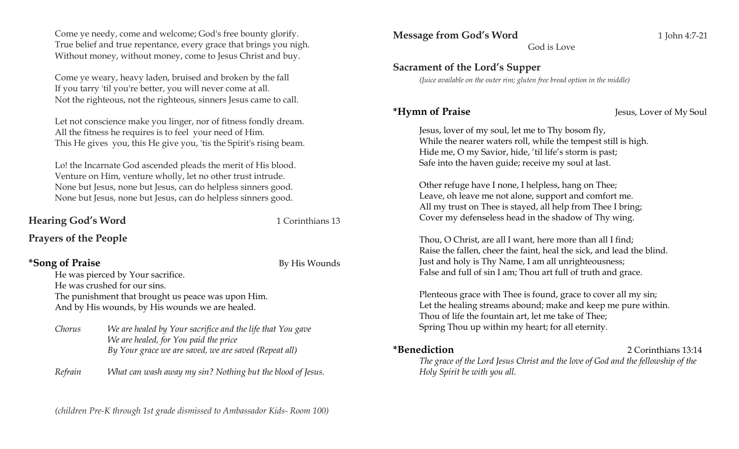Come ye needy, come and welcome; God's free bounty glorify.
True belief and true repentance, every grace that brings you nigh.
Without money, without money, come to Jesus Christ and buy.

Come ye weary, heavy laden, bruised and broken by the fall
If you tarry 'til you're better, you will never come at all.
Not the righteous, not the righteous, sinners Jesus came to call.

Let not conscience make you linger, nor of fitness fondly dream.
All the fitness he requires is to feel your need of Him.
This He gives you, this He give you, 'tis the Spirit's rising beam.

Lo! the Incarnate God ascended pleads the merit of His blood.
Venture on Him, venture wholly, let no other trust intrude.
None but Jesus, none but Jesus, can do helpless sinners good.
None but Jesus, none but Jesus, can do helpless sinners good.

**Hearing God's Word** 1 Corinthians 13

**Prayers of the People**

**\*Song of Praise** By His Wounds

He was pierced by Your sacrifice.
He was crushed for our sins.
The punishment that brought us peace was upon Him.
And by His wounds, by His wounds we are healed.

*Chorus* *We are healed by Your sacrifice and the life that You gave*
*We are healed, for You paid the price*
*By Your grace we are saved, we are saved (Repeat all)*

*Refrain* *What can wash away my sin? Nothing but the blood of Jesus.*

*(children Pre-K through 1st grade dismissed to Ambassador Kids- Room 100)*

**Message from God's Word** 1 John 4:7-21

God is Love

**Sacrament of the Lord's Supper**

*(Juice available on the outer rim; gluten free bread option in the middle)*

**\*Hymn of Praise** Jesus, Lover of My Soul

Jesus, lover of my soul, let me to Thy bosom fly,
While the nearer waters roll, while the tempest still is high.
Hide me, O my Savior, hide, 'til life's storm is past;
Safe into the haven guide; receive my soul at last.

Other refuge have I none, I helpless, hang on Thee;
Leave, oh leave me not alone, support and comfort me.
All my trust on Thee is stayed, all help from Thee I bring;
Cover my defenseless head in the shadow of Thy wing.

Thou, O Christ, are all I want, here more than all I find;
Raise the fallen, cheer the faint, heal the sick, and lead the blind.
Just and holy is Thy Name, I am all unrighteousness;
False and full of sin I am; Thou art full of truth and grace.

Plenteous grace with Thee is found, grace to cover all my sin;
Let the healing streams abound; make and keep me pure within.
Thou of life the fountain art, let me take of Thee;
Spring Thou up within my heart; for all eternity.

**\*Benediction** 2 Corinthians 13:14

*The grace of the Lord Jesus Christ and the love of God and the fellowship of the Holy Spirit be with you all.*